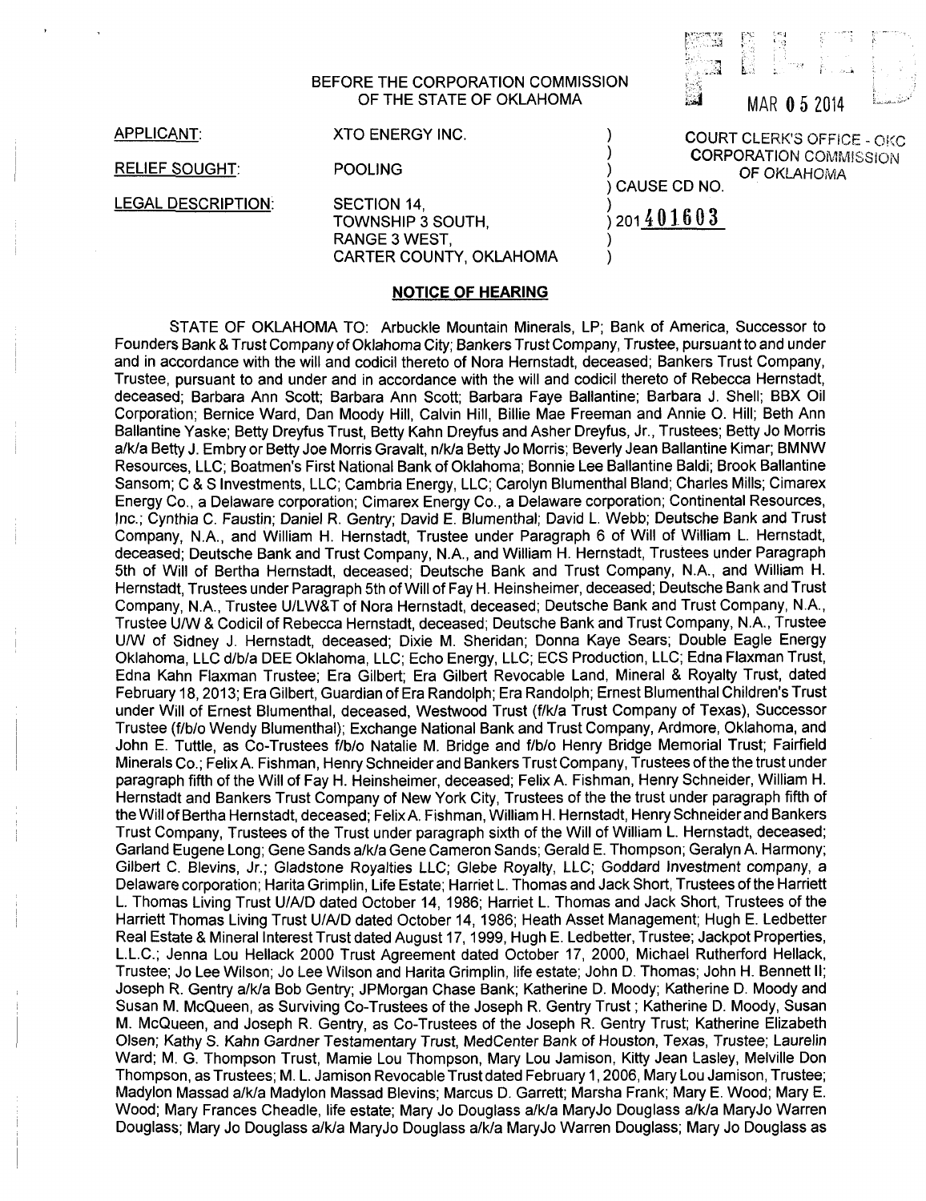BEFORE THE CORPORATION COMMISSION
OF THE STATE OF OKLAHOMA

FILED

MAR 05 2014

COURT CLERK'S OFFICE - OKC
CORPORATION COMMISSION
OF OKLAHOMA

| | | |
|---|---|---|
| APPLICANT: | XTO ENERGY INC. | ) |
| RELIEF SOUGHT: | POOLING | ) |
| | | ) CAUSE CD NO. |
| LEGAL DESCRIPTION: | SECTION 14, TOWNSHIP 3 SOUTH, RANGE 3 WEST, CARTER COUNTY, OKLAHOMA | ) 201401603 |

## NOTICE OF HEARING

STATE OF OKLAHOMA TO: Arbuckle Mountain Minerals, LP; Bank of America, Successor to Founders Bank & Trust Company of Oklahoma City; Bankers Trust Company, Trustee, pursuant to and under and in accordance with the will and codicil thereto of Nora Hernstadt, deceased; Bankers Trust Company, Trustee, pursuant to and under and in accordance with the will and codicil thereto of Rebecca Hernstadt, deceased; Barbara Ann Scott; Barbara Ann Scott; Barbara Faye Ballantine; Barbara J. Shell; BBX Oil Corporation; Bernice Ward, Dan Moody Hill, Calvin Hill, Billie Mae Freeman and Annie O. Hill; Beth Ann Ballantine Yaske; Betty Dreyfus Trust, Betty Kahn Dreyfus and Asher Dreyfus, Jr., Trustees; Betty Jo Morris a/k/a Betty J. Embry or Betty Joe Morris Gravalt, n/k/a Betty Jo Morris; Beverly Jean Ballantine Kimar; BMNW Resources, LLC; Boatmen's First National Bank of Oklahoma; Bonnie Lee Ballantine Baldi; Brook Ballantine Sansom; C & S Investments, LLC; Cambria Energy, LLC; Carolyn Blumenthal Bland; Charles Mills; Cimarex Energy Co., a Delaware corporation; Cimarex Energy Co., a Delaware corporation; Continental Resources, Inc.; Cynthia C. Faustin; Daniel R. Gentry; David E. Blumenthal; David L. Webb; Deutsche Bank and Trust Company, N.A., and William H. Hernstadt, Trustee under Paragraph 6 of Will of William L. Hernstadt, deceased; Deutsche Bank and Trust Company, N.A., and William H. Hernstadt, Trustees under Paragraph 5th of Will of Bertha Hernstadt, deceased; Deutsche Bank and Trust Company, N.A., and William H. Hernstadt, Trustees under Paragraph 5th of Will of Fay H. Heinsheimer, deceased; Deutsche Bank and Trust Company, N.A., Trustee U/LW&T of Nora Hernstadt, deceased; Deutsche Bank and Trust Company, N.A., Trustee U/W & Codicil of Rebecca Hernstadt, deceased; Deutsche Bank and Trust Company, N.A., Trustee U/W of Sidney J. Hernstadt, deceased; Dixie M. Sheridan; Donna Kaye Sears; Double Eagle Energy Oklahoma, LLC d/b/a DEE Oklahoma, LLC; Echo Energy, LLC; ECS Production, LLC; Edna Flaxman Trust, Edna Kahn Flaxman Trustee; Era Gilbert; Era Gilbert Revocable Land, Mineral & Royalty Trust, dated February 18, 2013; Era Gilbert, Guardian of Era Randolph; Era Randolph; Ernest Blumenthal Children's Trust under Will of Ernest Blumenthal, deceased, Westwood Trust (f/k/a Trust Company of Texas), Successor Trustee (f/b/o Wendy Blumenthal); Exchange National Bank and Trust Company, Ardmore, Oklahoma, and John E. Tuttle, as Co-Trustees f/b/o Natalie M. Bridge and f/b/o Henry Bridge Memorial Trust; Fairfield Minerals Co.; Felix A. Fishman, Henry Schneider and Bankers Trust Company, Trustees of the the trust under paragraph fifth of the Will of Fay H. Heinsheimer, deceased; Felix A. Fishman, Henry Schneider, William H. Hernstadt and Bankers Trust Company of New York City, Trustees of the the trust under paragraph fifth of the Will of Bertha Hernstadt, deceased; Felix A. Fishman, William H. Hernstadt, Henry Schneider and Bankers Trust Company, Trustees of the Trust under paragraph sixth of the Will of William L. Hernstadt, deceased; Garland Eugene Long; Gene Sands a/k/a Gene Cameron Sands; Gerald E. Thompson; Geralyn A. Harmony; Gilbert C. Blevins, Jr.; Gladstone Royalties LLC; Glebe Royalty, LLC; Goddard Investment company, a Delaware corporation; Harita Grimplin, Life Estate; Harriet L. Thomas and Jack Short, Trustees of the Harriett L. Thomas Living Trust U/A/D dated October 14, 1986; Harriet L. Thomas and Jack Short, Trustees of the Harriett Thomas Living Trust U/A/D dated October 14, 1986; Heath Asset Management; Hugh E. Ledbetter Real Estate & Mineral Interest Trust dated August 17, 1999, Hugh E. Ledbetter, Trustee; Jackpot Properties, L.L.C.; Jenna Lou Hellack 2000 Trust Agreement dated October 17, 2000, Michael Rutherford Hellack, Trustee; Jo Lee Wilson; Jo Lee Wilson and Harita Grimplin, life estate; John D. Thomas; John H. Bennett II; Joseph R. Gentry a/k/a Bob Gentry; JPMorgan Chase Bank; Katherine D. Moody; Katherine D. Moody and Susan M. McQueen, as Surviving Co-Trustees of the Joseph R. Gentry Trust; Katherine D. Moody, Susan M. McQueen, and Joseph R. Gentry, as Co-Trustees of the Joseph R. Gentry Trust; Katherine Elizabeth Olsen; Kathy S. Kahn Gardner Testamentary Trust, MedCenter Bank of Houston, Texas, Trustee; Laurelin Ward; M. G. Thompson Trust, Mamie Lou Thompson, Mary Lou Jamison, Kitty Jean Lasley, Melville Don Thompson, as Trustees; M. L. Jamison Revocable Trust dated February 1, 2006, Mary Lou Jamison, Trustee; Madylon Massad a/k/a Madylon Massad Blevins; Marcus D. Garrett; Marsha Frank; Mary E. Wood; Mary E. Wood; Mary Frances Cheadle, life estate; Mary Jo Douglass a/k/a MaryJo Douglass a/k/a MaryJo Warren Douglass; Mary Jo Douglass a/k/a MaryJo Douglass a/k/a MaryJo Warren Douglass; Mary Jo Douglass as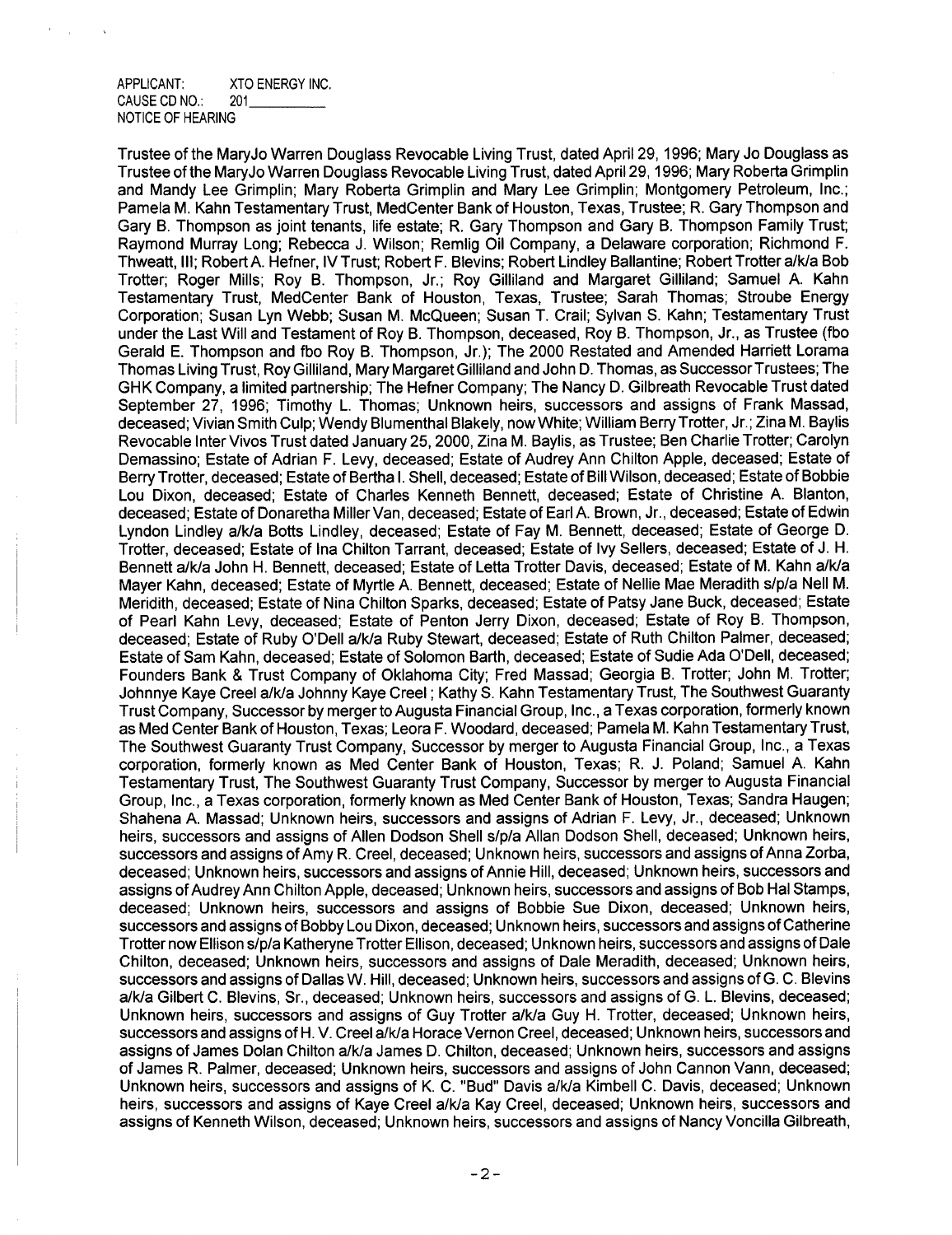APPLICANT: XTO ENERGY INC.
CAUSE CD NO.: 201__________
NOTICE OF HEARING

Trustee of the MaryJo Warren Douglass Revocable Living Trust, dated April 29, 1996; Mary Jo Douglass as Trustee of the MaryJo Warren Douglass Revocable Living Trust, dated April 29, 1996; Mary Roberta Grimplin and Mandy Lee Grimplin; Mary Roberta Grimplin and Mary Lee Grimplin; Montgomery Petroleum, Inc.; Pamela M. Kahn Testamentary Trust, MedCenter Bank of Houston, Texas, Trustee; R. Gary Thompson and Gary B. Thompson as joint tenants, life estate; R. Gary Thompson and Gary B. Thompson Family Trust; Raymond Murray Long; Rebecca J. Wilson; Remlig Oil Company, a Delaware corporation; Richmond F. Thweatt, III; Robert A. Hefner, IV Trust; Robert F. Blevins; Robert Lindley Ballantine; Robert Trotter a/k/a Bob Trotter; Roger Mills; Roy B. Thompson, Jr.; Roy Gilliland and Margaret Gilliland; Samuel A. Kahn Testamentary Trust, MedCenter Bank of Houston, Texas, Trustee; Sarah Thomas; Stroube Energy Corporation; Susan Lyn Webb; Susan M. McQueen; Susan T. Crail; Sylvan S. Kahn; Testamentary Trust under the Last Will and Testament of Roy B. Thompson, deceased, Roy B. Thompson, Jr., as Trustee (fbo Gerald E. Thompson and fbo Roy B. Thompson, Jr.); The 2000 Restated and Amended Harriett Lorama Thomas Living Trust, Roy Gilliland, Mary Margaret Gilliland and John D. Thomas, as Successor Trustees; The GHK Company, a limited partnership; The Hefner Company; The Nancy D. Gilbreath Revocable Trust dated September 27, 1996; Timothy L. Thomas; Unknown heirs, successors and assigns of Frank Massad, deceased; Vivian Smith Culp; Wendy Blumenthal Blakely, now White; William Berry Trotter, Jr.; Zina M. Baylis Revocable Inter Vivos Trust dated January 25, 2000, Zina M. Baylis, as Trustee; Ben Charlie Trotter; Carolyn Demassino; Estate of Adrian F. Levy, deceased; Estate of Audrey Ann Chilton Apple, deceased; Estate of Berry Trotter, deceased; Estate of Bertha I. Shell, deceased; Estate of Bill Wilson, deceased; Estate of Bobbie Lou Dixon, deceased; Estate of Charles Kenneth Bennett, deceased; Estate of Christine A. Blanton, deceased; Estate of Donaretha Miller Van, deceased; Estate of Earl A. Brown, Jr., deceased; Estate of Edwin Lyndon Lindley a/k/a Botts Lindley, deceased; Estate of Fay M. Bennett, deceased; Estate of George D. Trotter, deceased; Estate of Ina Chilton Tarrant, deceased; Estate of Ivy Sellers, deceased; Estate of J. H. Bennett a/k/a John H. Bennett, deceased; Estate of Letta Trotter Davis, deceased; Estate of M. Kahn a/k/a Mayer Kahn, deceased; Estate of Myrtle A. Bennett, deceased; Estate of Nellie Mae Meradith s/p/a Nell M. Meridith, deceased; Estate of Nina Chilton Sparks, deceased; Estate of Patsy Jane Buck, deceased; Estate of Pearl Kahn Levy, deceased; Estate of Penton Jerry Dixon, deceased; Estate of Roy B. Thompson, deceased; Estate of Ruby O'Dell a/k/a Ruby Stewart, deceased; Estate of Ruth Chilton Palmer, deceased; Estate of Sam Kahn, deceased; Estate of Solomon Barth, deceased; Estate of Sudie Ada O'Dell, deceased; Founders Bank & Trust Company of Oklahoma City; Fred Massad; Georgia B. Trotter; John M. Trotter; Johnnye Kaye Creel a/k/a Johnny Kaye Creel ; Kathy S. Kahn Testamentary Trust, The Southwest Guaranty Trust Company, Successor by merger to Augusta Financial Group, Inc., a Texas corporation, formerly known as Med Center Bank of Houston, Texas; Leora F. Woodard, deceased; Pamela M. Kahn Testamentary Trust, The Southwest Guaranty Trust Company, Successor by merger to Augusta Financial Group, Inc., a Texas corporation, formerly known as Med Center Bank of Houston, Texas; R. J. Poland; Samuel A. Kahn Testamentary Trust, The Southwest Guaranty Trust Company, Successor by merger to Augusta Financial Group, Inc., a Texas corporation, formerly known as Med Center Bank of Houston, Texas; Sandra Haugen; Shahena A. Massad; Unknown heirs, successors and assigns of Adrian F. Levy, Jr., deceased; Unknown heirs, successors and assigns of Allen Dodson Shell s/p/a Allan Dodson Shell, deceased; Unknown heirs, successors and assigns of Amy R. Creel, deceased; Unknown heirs, successors and assigns of Anna Zorba, deceased; Unknown heirs, successors and assigns of Annie Hill, deceased; Unknown heirs, successors and assigns of Audrey Ann Chilton Apple, deceased; Unknown heirs, successors and assigns of Bob Hal Stamps, deceased; Unknown heirs, successors and assigns of Bobbie Sue Dixon, deceased; Unknown heirs, successors and assigns of Bobby Lou Dixon, deceased; Unknown heirs, successors and assigns of Catherine Trotter now Ellison s/p/a Katheryne Trotter Ellison, deceased; Unknown heirs, successors and assigns of Dale Chilton, deceased; Unknown heirs, successors and assigns of Dale Meradith, deceased; Unknown heirs, successors and assigns of Dallas W. Hill, deceased; Unknown heirs, successors and assigns of G. C. Blevins a/k/a Gilbert C. Blevins, Sr., deceased; Unknown heirs, successors and assigns of G. L. Blevins, deceased; Unknown heirs, successors and assigns of Guy Trotter a/k/a Guy H. Trotter, deceased; Unknown heirs, successors and assigns of H. V. Creel a/k/a Horace Vernon Creel, deceased; Unknown heirs, successors and assigns of James Dolan Chilton a/k/a James D. Chilton, deceased; Unknown heirs, successors and assigns of James R. Palmer, deceased; Unknown heirs, successors and assigns of John Cannon Vann, deceased; Unknown heirs, successors and assigns of K. C. "Bud" Davis a/k/a Kimbell C. Davis, deceased; Unknown heirs, successors and assigns of Kaye Creel a/k/a Kay Creel, deceased; Unknown heirs, successors and assigns of Kenneth Wilson, deceased; Unknown heirs, successors and assigns of Nancy Voncilla Gilbreath,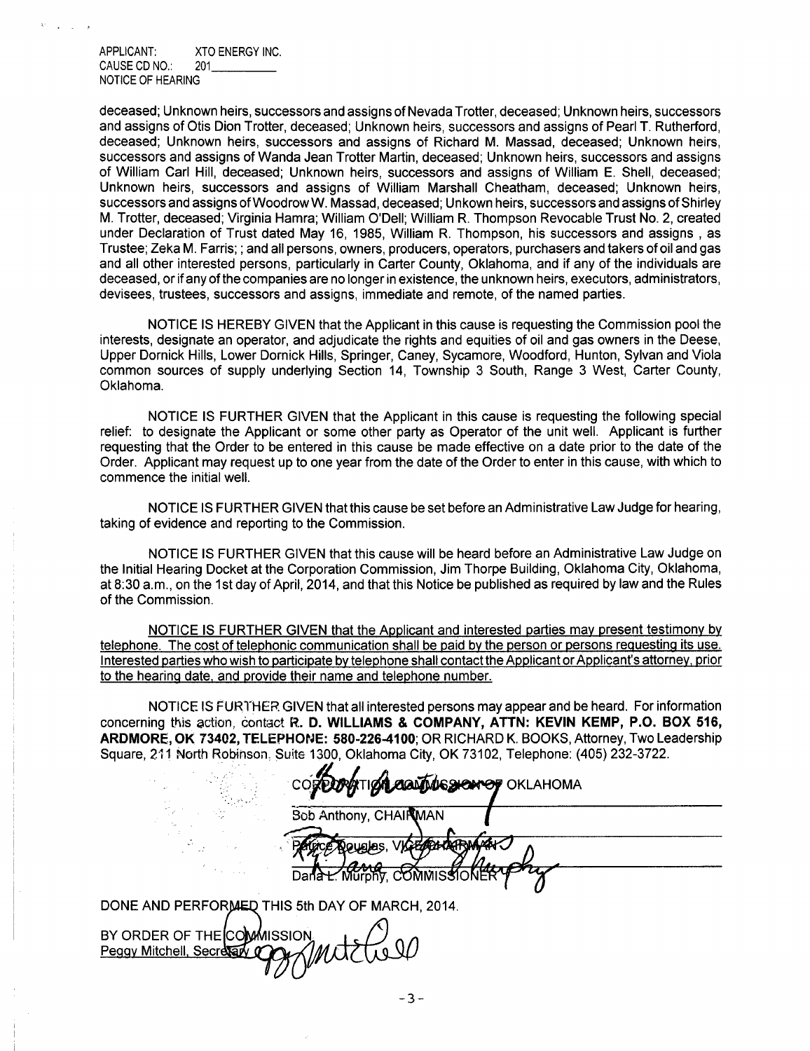APPLICANT: XTO ENERGY INC.
CAUSE CD NO.: 201__________
NOTICE OF HEARING

deceased; Unknown heirs, successors and assigns of Nevada Trotter, deceased; Unknown heirs, successors and assigns of Otis Dion Trotter, deceased; Unknown heirs, successors and assigns of Pearl T. Rutherford, deceased; Unknown heirs, successors and assigns of Richard M. Massad, deceased; Unknown heirs, successors and assigns of Wanda Jean Trotter Martin, deceased; Unknown heirs, successors and assigns of William Carl Hill, deceased; Unknown heirs, successors and assigns of William E. Shell, deceased; Unknown heirs, successors and assigns of William Marshall Cheatham, deceased; Unknown heirs, successors and assigns of Woodrow W. Massad, deceased; Unkown heirs, successors and assigns of Shirley M. Trotter, deceased; Virginia Hamra; William O'Dell; William R. Thompson Revocable Trust No. 2, created under Declaration of Trust dated May 16, 1985, William R. Thompson, his successors and assigns , as Trustee; Zeka M. Farris; ; and all persons, owners, producers, operators, purchasers and takers of oil and gas and all other interested persons, particularly in Carter County, Oklahoma, and if any of the individuals are deceased, or if any of the companies are no longer in existence, the unknown heirs, executors, administrators, devisees, trustees, successors and assigns, immediate and remote, of the named parties.

NOTICE IS HEREBY GIVEN that the Applicant in this cause is requesting the Commission pool the interests, designate an operator, and adjudicate the rights and equities of oil and gas owners in the Deese, Upper Dornick Hills, Lower Dornick Hills, Springer, Caney, Sycamore, Woodford, Hunton, Sylvan and Viola common sources of supply underlying Section 14, Township 3 South, Range 3 West, Carter County, Oklahoma.

NOTICE IS FURTHER GIVEN that the Applicant in this cause is requesting the following special relief: to designate the Applicant or some other party as Operator of the unit well. Applicant is further requesting that the Order to be entered in this cause be made effective on a date prior to the date of the Order. Applicant may request up to one year from the date of the Order to enter in this cause, with which to commence the initial well.

NOTICE IS FURTHER GIVEN that this cause be set before an Administrative Law Judge for hearing, taking of evidence and reporting to the Commission.

NOTICE IS FURTHER GIVEN that this cause will be heard before an Administrative Law Judge on the Initial Hearing Docket at the Corporation Commission, Jim Thorpe Building, Oklahoma City, Oklahoma, at 8:30 a.m., on the 1st day of April, 2014, and that this Notice be published as required by law and the Rules of the Commission.

NOTICE IS FURTHER GIVEN that the Applicant and interested parties may present testimony by telephone. The cost of telephonic communication shall be paid by the person or persons requesting its use. Interested parties who wish to participate by telephone shall contact the Applicant or Applicant's attorney, prior to the hearing date, and provide their name and telephone number.

NOTICE IS FURTHER GIVEN that all interested persons may appear and be heard. For information concerning this action, contact **R. D. WILLIAMS & COMPANY, ATTN: KEVIN KEMP, P.O. BOX 516, ARDMORE, OK 73402, TELEPHONE: 580-226-4100**; OR RICHARD K. BOOKS, Attorney, Two Leadership Square, 211 North Robinson, Suite 1300, Oklahoma City, OK 73102, Telephone: (405) 232-3722.

CORPORATION COMMISSION OF OKLAHOMA

Bob Anthony, CHAIRMAN

Patrice Douglas, VICE CHAIRMAN

Dana L. Murphy, COMMISSIONER

DONE AND PERFORMED THIS 5th DAY OF MARCH, 2014.

BY ORDER OF THE COMMISSION
Peggy Mitchell, Secretary